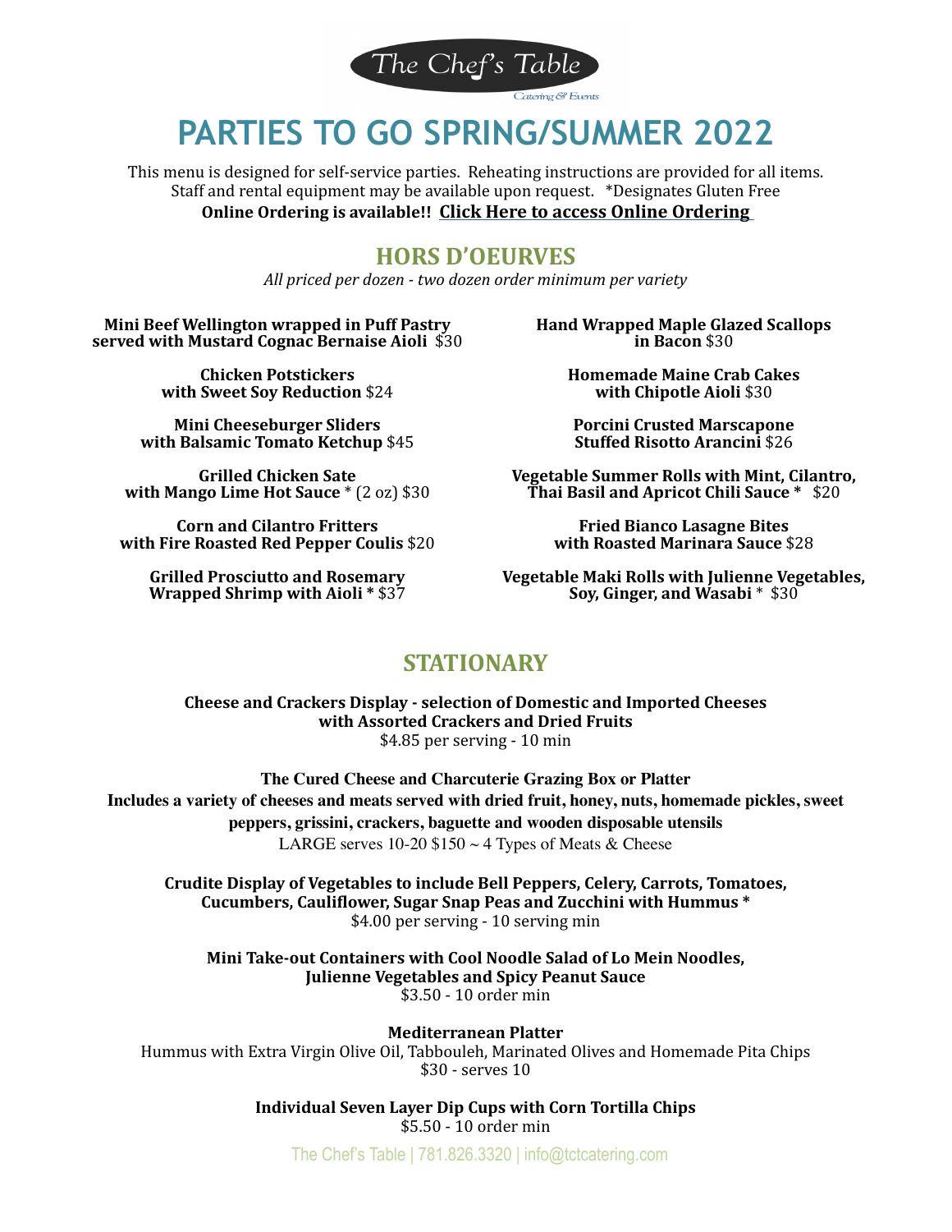The Chef's Table

Catering & Events

# PARTIES TO GO SPRING/SUMMER 2022

This menu is designed for self-service parties. Reheating instructions are provided for all items. Staff and rental equipment may be available upon request. *Designates Gluten Free

**Online Ordering is available!! Click Here to access Online Ordering**

## HORS D'OEURVES

*All priced per dozen - two dozen order minimum per variety*

**Mini Beef Wellington wrapped in Puff Pastry served with Mustard Cognac Bernaise Aioli** $30

**Chicken Potstickers with Sweet Soy Reduction** $24

**Mini Cheeseburger Sliders with Balsamic Tomato Ketchup** $45

**Grilled Chicken Sate with Mango Lime Hot Sauce** * (2 oz) $30

**Corn and Cilantro Fritters with Fire Roasted Red Pepper Coulis** $20

**Grilled Prosciutto and Rosemary Wrapped Shrimp with Aioli *** $37

**Hand Wrapped Maple Glazed Scallops in Bacon** $30

**Homemade Maine Crab Cakes with Chipotle Aioli** $30

**Porcini Crusted Marscapone Stuffed Risotto Arancini** $26

**Vegetable Summer Rolls with Mint, Cilantro, Thai Basil and Apricot Chili Sauce *** $20

**Fried Bianco Lasagne Bites with Roasted Marinara Sauce** $28

**Vegetable Maki Rolls with Julienne Vegetables, Soy, Ginger, and Wasabi** * $30

## STATIONARY

**Cheese and Crackers Display - selection of Domestic and Imported Cheeses with Assorted Crackers and Dried Fruits**
$4.85 per serving - 10 min

**The Cured Cheese and Charcuterie Grazing Box or Platter**
**Includes a variety of cheeses and meats served with dried fruit, honey, nuts, homemade pickles, sweet peppers, grissini, crackers, baguette and wooden disposable utensils**
LARGE serves 10-20 $150 ~ 4 Types of Meats & Cheese

**Crudite Display of Vegetables to include Bell Peppers, Celery, Carrots, Tomatoes, Cucumbers, Cauliflower, Sugar Snap Peas and Zucchini with Hummus ***
$4.00 per serving - 10 serving min

**Mini Take-out Containers with Cool Noodle Salad of Lo Mein Noodles, Julienne Vegetables and Spicy Peanut Sauce**
$3.50 - 10 order min

**Mediterranean Platter**
Hummus with Extra Virgin Olive Oil, Tabbouleh, Marinated Olives and Homemade Pita Chips
$30 - serves 10

**Individual Seven Layer Dip Cups with Corn Tortilla Chips**
$5.50 - 10 order min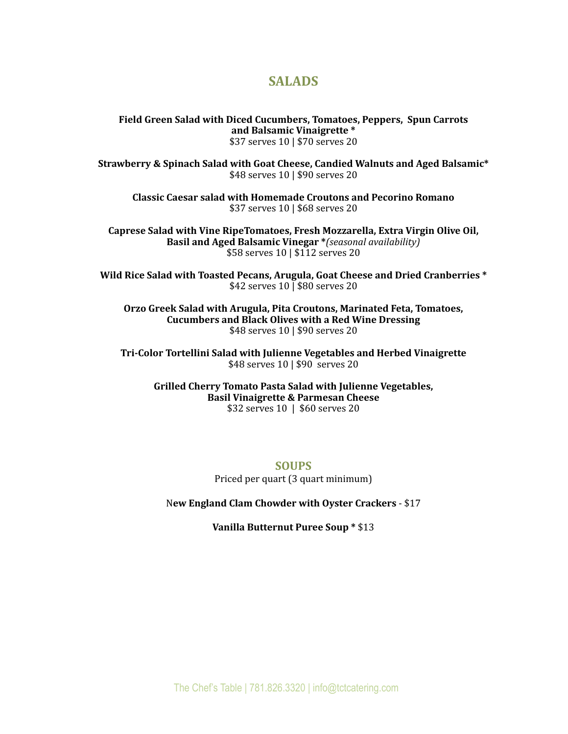## SALADS

**Field Green Salad with Diced Cucumbers, Tomatoes, Peppers, Spun Carrots and Balsamic Vinaigrette ***
$37 serves 10 | $70 serves 20

**Strawberry & Spinach Salad with Goat Cheese, Candied Walnuts and Aged Balsamic***
$48 serves 10 | $90 serves 20

**Classic Caesar salad with Homemade Croutons and Pecorino Romano**
$37 serves 10 | $68 serves 20

**Caprese Salad with Vine RipeTomatoes, Fresh Mozzarella, Extra Virgin Olive Oil, Basil and Aged Balsamic Vinegar ***_(seasonal availability)_
$58 serves 10 | $112 serves 20

**Wild Rice Salad with Toasted Pecans, Arugula, Goat Cheese and Dried Cranberries ***
$42 serves 10 | $80 serves 20

**Orzo Greek Salad with Arugula, Pita Croutons, Marinated Feta, Tomatoes, Cucumbers and Black Olives with a Red Wine Dressing**
$48 serves 10 | $90 serves 20

**Tri-Color Tortellini Salad with Julienne Vegetables and Herbed Vinaigrette**
$48 serves 10 | $90 serves 20

**Grilled Cherry Tomato Pasta Salad with Julienne Vegetables, Basil Vinaigrette & Parmesan Cheese**
$32 serves 10 | $60 serves 20

## SOUPS

Priced per quart (3 quart minimum)

**New England Clam Chowder with Oyster Crackers** - $17

**Vanilla Butternut Puree Soup *** $13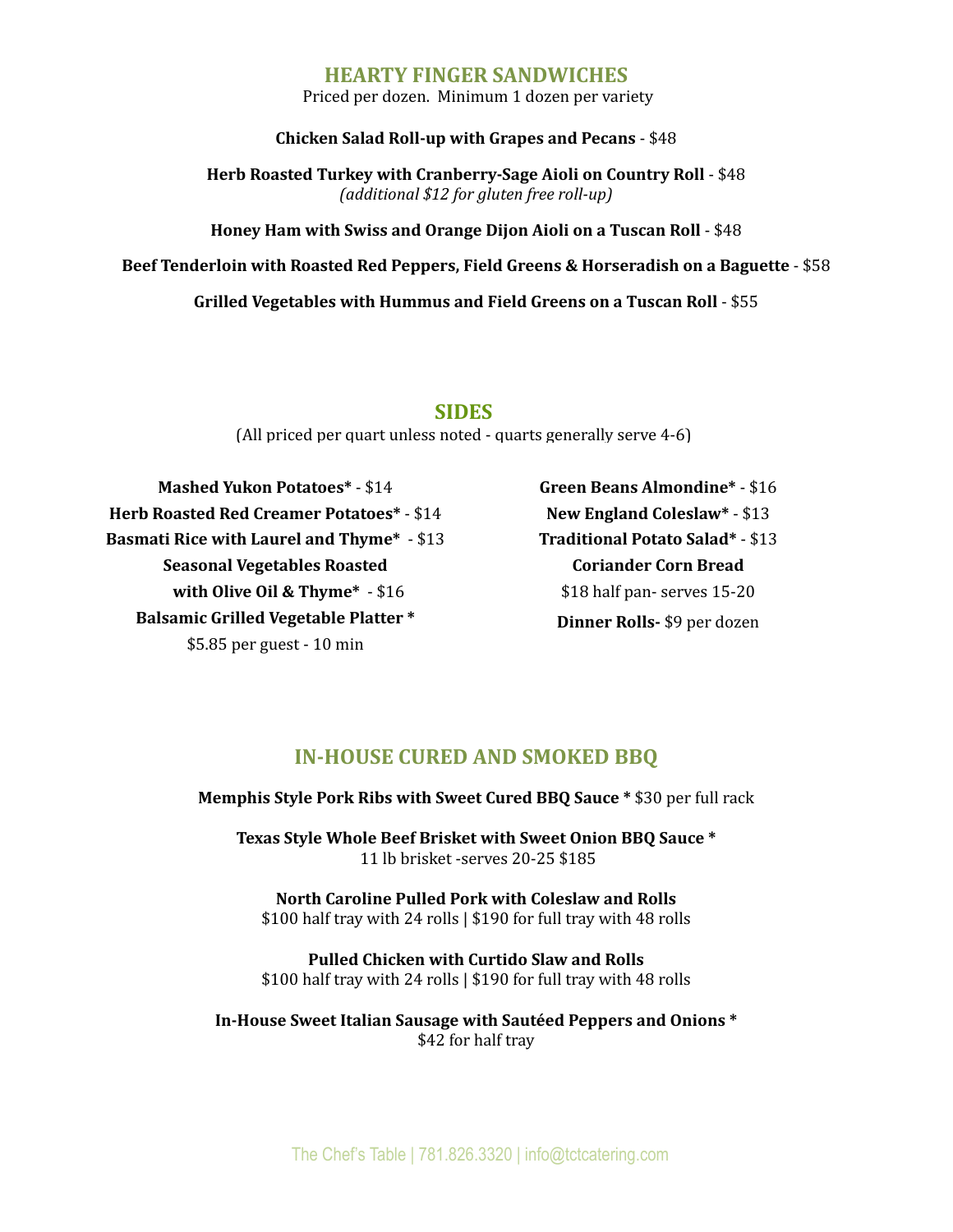## HEARTY FINGER SANDWICHES

Priced per dozen. Minimum 1 dozen per variety

**Chicken Salad Roll-up with Grapes and Pecans** - $48

**Herb Roasted Turkey with Cranberry-Sage Aioli on Country Roll** - $48
*(additional $12 for gluten free roll-up)*

**Honey Ham with Swiss and Orange Dijon Aioli on a Tuscan Roll** - $48

**Beef Tenderloin with Roasted Red Peppers, Field Greens & Horseradish on a Baguette** - $58

**Grilled Vegetables with Hummus and Field Greens on a Tuscan Roll** - $55

## SIDES

(All priced per quart unless noted - quarts generally serve 4-6)

**Mashed Yukon Potatoes*** - $14

**Herb Roasted Red Creamer Potatoes*** - $14

**Basmati Rice with Laurel and Thyme*** - $13

**Seasonal Vegetables Roasted with Olive Oil & Thyme*** - $16

**Balsamic Grilled Vegetable Platter ***
$5.85 per guest - 10 min

**Green Beans Almondine*** - $16

**New England Coleslaw*** - $13

**Traditional Potato Salad*** - $13

**Coriander Corn Bread**
$18 half pan- serves 15-20

**Dinner Rolls-** $9 per dozen

## IN-HOUSE CURED AND SMOKED BBQ

**Memphis Style Pork Ribs with Sweet Cured BBQ Sauce *** $30 per full rack

**Texas Style Whole Beef Brisket with Sweet Onion BBQ Sauce ***
11 lb brisket -serves 20-25 $185

**North Caroline Pulled Pork with Coleslaw and Rolls**
$100 half tray with 24 rolls | $190 for full tray with 48 rolls

**Pulled Chicken with Curtido Slaw and Rolls**
$100 half tray with 24 rolls | $190 for full tray with 48 rolls

**In-House Sweet Italian Sausage with Sautéed Peppers and Onions ***
$42 for half tray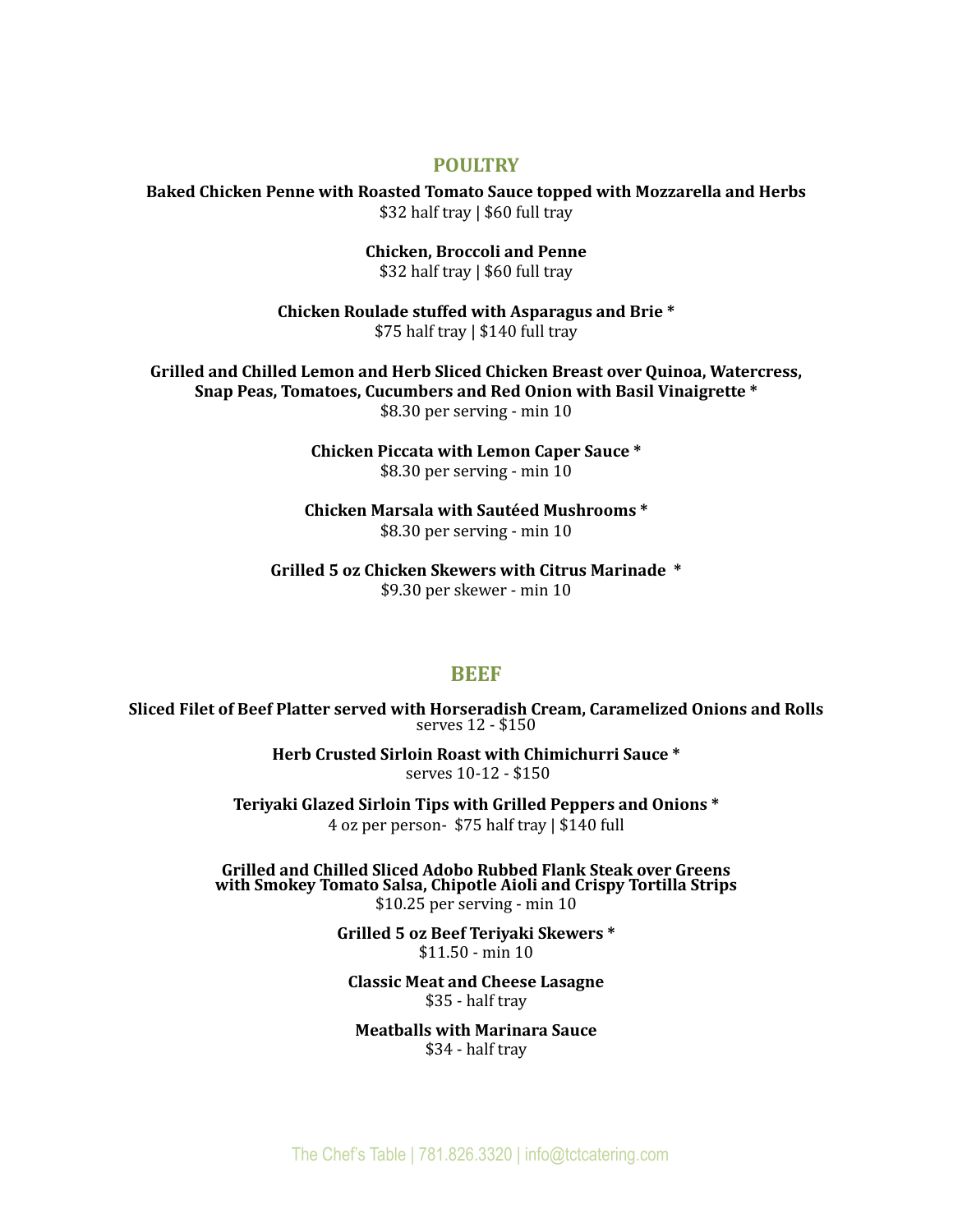## POULTRY

**Baked Chicken Penne with Roasted Tomato Sauce topped with Mozzarella and Herbs**
$32 half tray | $60 full tray

**Chicken, Broccoli and Penne**
$32 half tray | $60 full tray

**Chicken Roulade stuffed with Asparagus and Brie ***
$75 half tray | $140 full tray

**Grilled and Chilled Lemon and Herb Sliced Chicken Breast over Quinoa, Watercress, Snap Peas, Tomatoes, Cucumbers and Red Onion with Basil Vinaigrette ***
$8.30 per serving - min 10

**Chicken Piccata with Lemon Caper Sauce ***
$8.30 per serving - min 10

**Chicken Marsala with Sautéed Mushrooms ***
$8.30 per serving - min 10

**Grilled 5 oz Chicken Skewers with Citrus Marinade ***
$9.30 per skewer - min 10

## BEEF

**Sliced Filet of Beef Platter served with Horseradish Cream, Caramelized Onions and Rolls**
serves 12 - $150

**Herb Crusted Sirloin Roast with Chimichurri Sauce ***
serves 10-12 - $150

**Teriyaki Glazed Sirloin Tips with Grilled Peppers and Onions ***
4 oz per person- $75 half tray | $140 full

**Grilled and Chilled Sliced Adobo Rubbed Flank Steak over Greens with Smokey Tomato Salsa, Chipotle Aioli and Crispy Tortilla Strips**
$10.25 per serving - min 10

**Grilled 5 oz Beef Teriyaki Skewers ***
$11.50 - min 10

**Classic Meat and Cheese Lasagne**
$35 - half tray

**Meatballs with Marinara Sauce**
$34 - half tray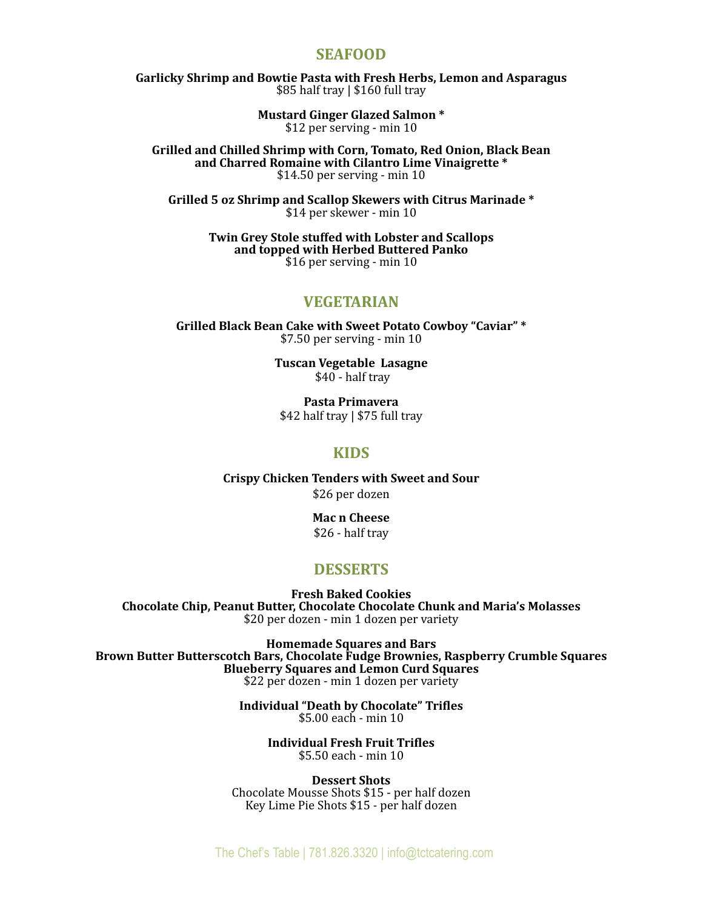## SEAFOOD

**Garlicky Shrimp and Bowtie Pasta with Fresh Herbs, Lemon and Asparagus**
$85 half tray | $160 full tray

**Mustard Ginger Glazed Salmon ***
$12 per serving - min 10

**Grilled and Chilled Shrimp with Corn, Tomato, Red Onion, Black Bean and Charred Romaine with Cilantro Lime Vinaigrette ***
$14.50 per serving - min 10

**Grilled 5 oz Shrimp and Scallop Skewers with Citrus Marinade ***
$14 per skewer - min 10

**Twin Grey Stole stuffed with Lobster and Scallops and topped with Herbed Buttered Panko**
$16 per serving - min 10

## VEGETARIAN

**Grilled Black Bean Cake with Sweet Potato Cowboy "Caviar" ***
$7.50 per serving - min 10

**Tuscan Vegetable Lasagne**
$40 - half tray

**Pasta Primavera**
$42 half tray | $75 full tray

## KIDS

**Crispy Chicken Tenders with Sweet and Sour**
$26 per dozen

**Mac n Cheese**
$26 - half tray

## DESSERTS

**Fresh Baked Cookies**
**Chocolate Chip, Peanut Butter, Chocolate Chocolate Chunk and Maria's Molasses**
$20 per dozen - min 1 dozen per variety

**Homemade Squares and Bars**
**Brown Butter Butterscotch Bars, Chocolate Fudge Brownies, Raspberry Crumble Squares Blueberry Squares and Lemon Curd Squares**
$22 per dozen - min 1 dozen per variety

**Individual "Death by Chocolate" Trifles**
$5.00 each - min 10

**Individual Fresh Fruit Trifles**
$5.50 each - min 10

**Dessert Shots**
Chocolate Mousse Shots $15 - per half dozen
Key Lime Pie Shots $15 - per half dozen

The Chef's Table | 781.826.3320 | info@tctcatering.com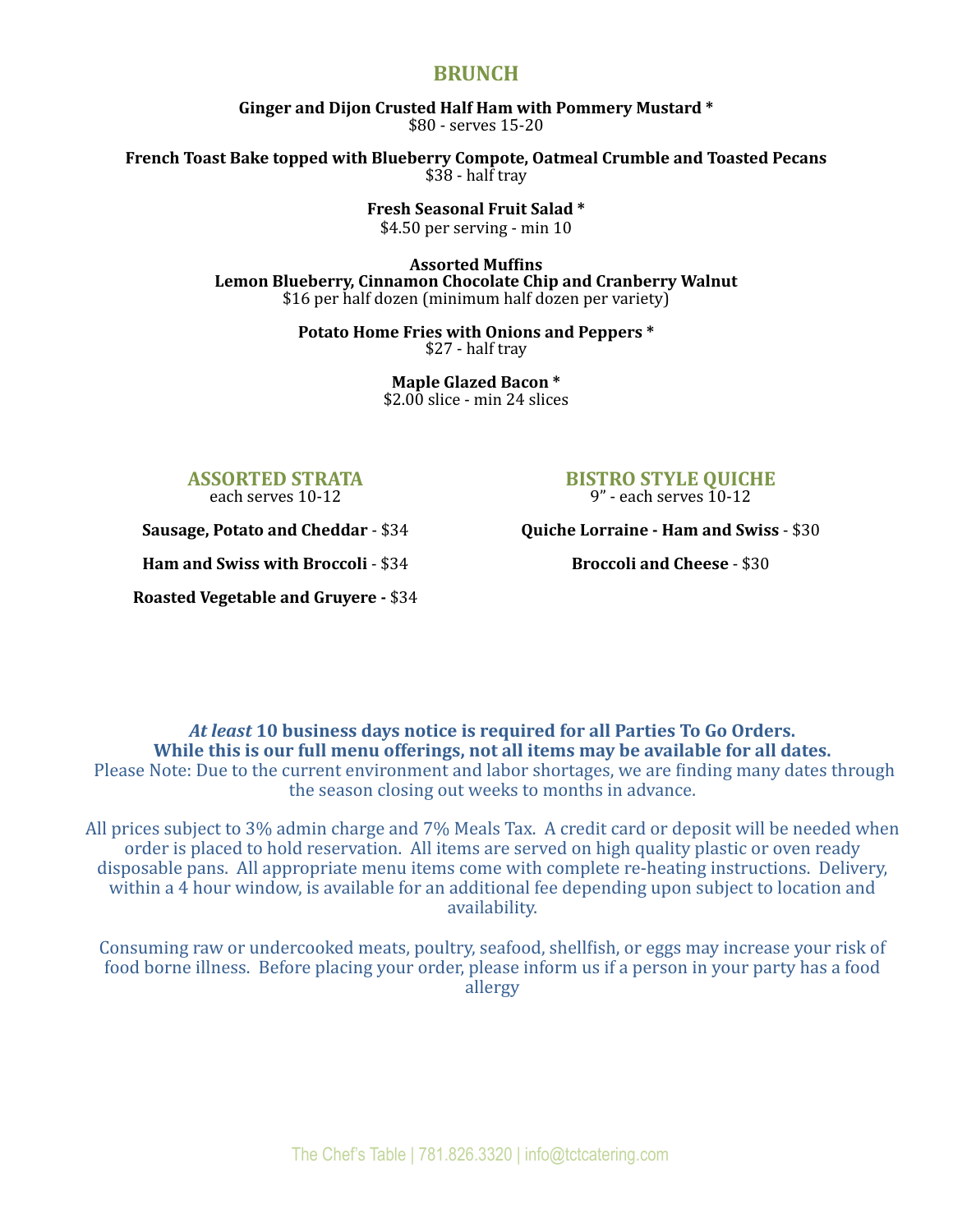## BRUNCH

**Ginger and Dijon Crusted Half Ham with Pommery Mustard ***
$80 - serves 15-20

**French Toast Bake topped with Blueberry Compote, Oatmeal Crumble and Toasted Pecans**
$38 - half tray

**Fresh Seasonal Fruit Salad ***
$4.50 per serving - min 10

**Assorted Muffins**
**Lemon Blueberry, Cinnamon Chocolate Chip and Cranberry Walnut**
$16 per half dozen (minimum half dozen per variety)

**Potato Home Fries with Onions and Peppers ***
$27 - half tray

**Maple Glazed Bacon ***
$2.00 slice - min 24 slices

## ASSORTED STRATA

each serves 10-12

**Sausage, Potato and Cheddar** - $34

**Ham and Swiss with Broccoli** - $34

**Roasted Vegetable and Gruyere -** $34

## BISTRO STYLE QUICHE

9" - each serves 10-12

**Quiche Lorraine - Ham and Swiss** - $30

**Broccoli and Cheese** - $30

***At least*** **10 business days notice is required for all Parties To Go Orders.**
**While this is our full menu offerings, not all items may be available for all dates.**
Please Note: Due to the current environment and labor shortages, we are finding many dates through the season closing out weeks to months in advance.

All prices subject to 3% admin charge and 7% Meals Tax. A credit card or deposit will be needed when order is placed to hold reservation. All items are served on high quality plastic or oven ready disposable pans. All appropriate menu items come with complete re-heating instructions. Delivery, within a 4 hour window, is available for an additional fee depending upon subject to location and availability.

Consuming raw or undercooked meats, poultry, seafood, shellfish, or eggs may increase your risk of food borne illness. Before placing your order, please inform us if a person in your party has a food allergy